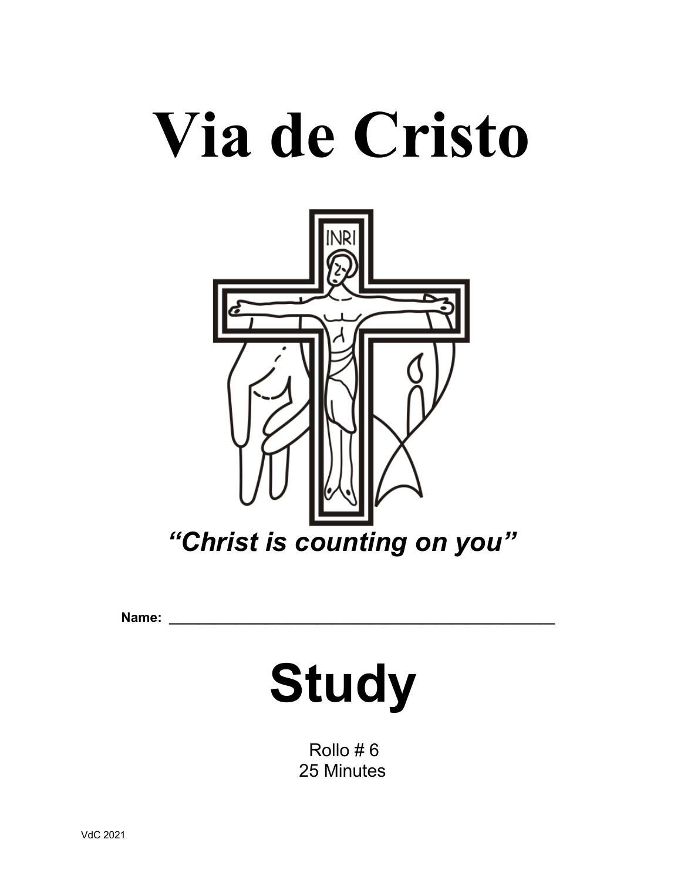# Via de Cristo

*"Christ is counting on you"*

**Name:** \_\_\_\_\_\_\_\_\_\_\_\_\_\_\_\_\_\_\_\_\_\_\_\_\_\_\_\_\_\_\_\_\_\_\_\_\_\_\_\_\_\_\_\_

# Study

Rollo # 6
25 Minutes

VdC 2021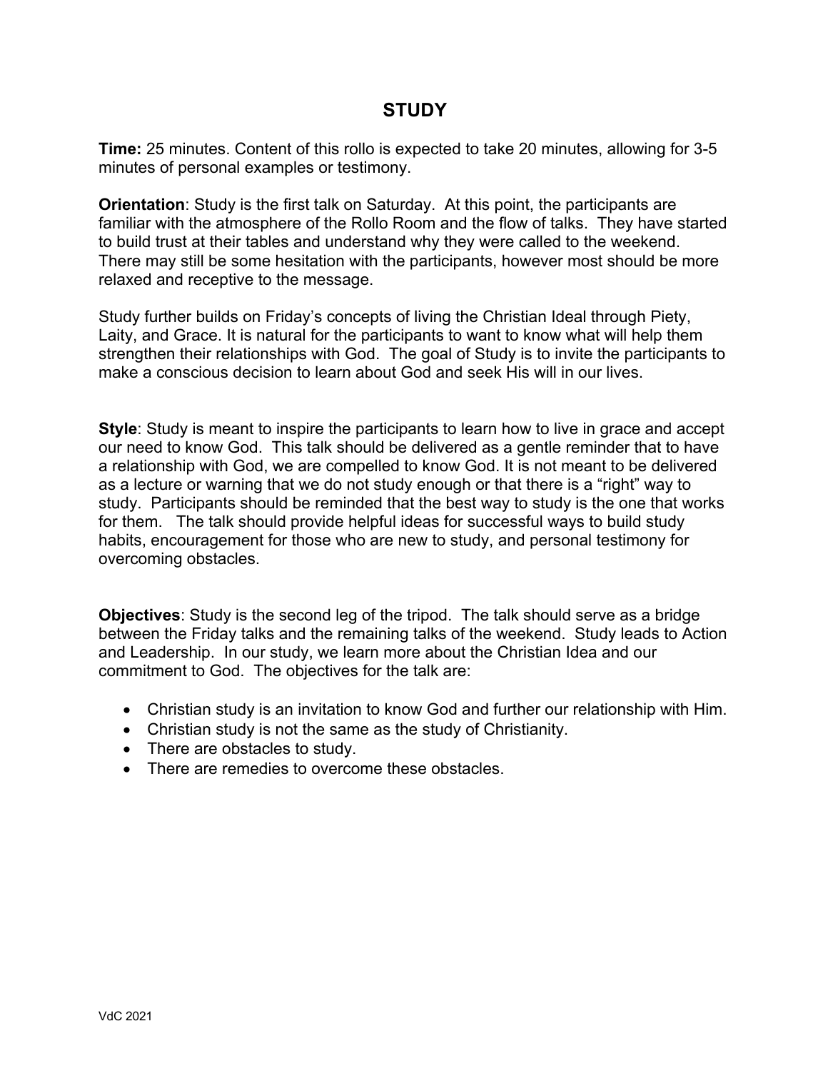# STUDY

**Time:** 25 minutes. Content of this rollo is expected to take 20 minutes, allowing for 3-5 minutes of personal examples or testimony.

**Orientation**: Study is the first talk on Saturday. At this point, the participants are familiar with the atmosphere of the Rollo Room and the flow of talks. They have started to build trust at their tables and understand why they were called to the weekend. There may still be some hesitation with the participants, however most should be more relaxed and receptive to the message.

Study further builds on Friday's concepts of living the Christian Ideal through Piety, Laity, and Grace. It is natural for the participants to want to know what will help them strengthen their relationships with God. The goal of Study is to invite the participants to make a conscious decision to learn about God and seek His will in our lives.

**Style**: Study is meant to inspire the participants to learn how to live in grace and accept our need to know God. This talk should be delivered as a gentle reminder that to have a relationship with God, we are compelled to know God. It is not meant to be delivered as a lecture or warning that we do not study enough or that there is a "right" way to study. Participants should be reminded that the best way to study is the one that works for them. The talk should provide helpful ideas for successful ways to build study habits, encouragement for those who are new to study, and personal testimony for overcoming obstacles.

**Objectives**: Study is the second leg of the tripod. The talk should serve as a bridge between the Friday talks and the remaining talks of the weekend. Study leads to Action and Leadership. In our study, we learn more about the Christian Idea and our commitment to God. The objectives for the talk are:

- Christian study is an invitation to know God and further our relationship with Him.
- Christian study is not the same as the study of Christianity.
- There are obstacles to study.
- There are remedies to overcome these obstacles.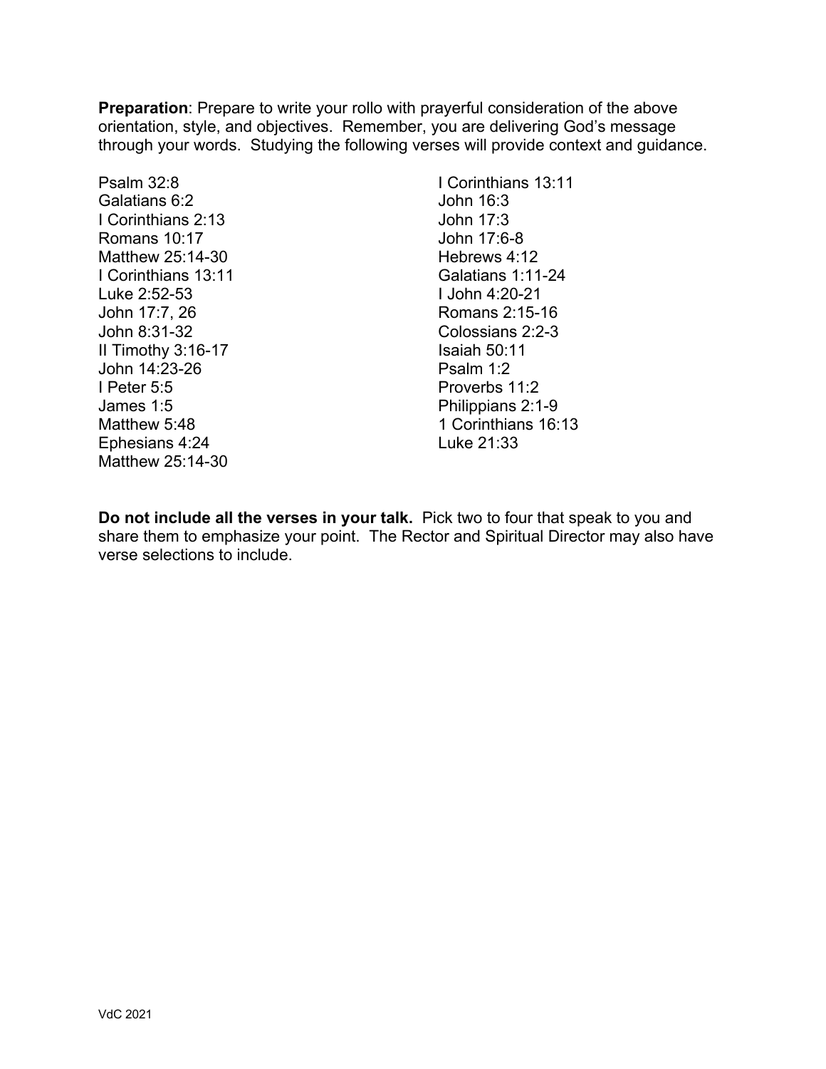**Preparation**: Prepare to write your rollo with prayerful consideration of the above orientation, style, and objectives. Remember, you are delivering God's message through your words. Studying the following verses will provide context and guidance.

Psalm 32:8
Galatians 6:2
I Corinthians 2:13
Romans 10:17
Matthew 25:14-30
I Corinthians 13:11
Luke 2:52-53
John 17:7, 26
John 8:31-32
II Timothy 3:16-17
John 14:23-26
I Peter 5:5
James 1:5
Matthew 5:48
Ephesians 4:24
Matthew 25:14-30
I Corinthians 13:11
John 16:3
John 17:3
John 17:6-8
Hebrews 4:12
Galatians 1:11-24
I John 4:20-21
Romans 2:15-16
Colossians 2:2-3
Isaiah 50:11
Psalm 1:2
Proverbs 11:2
Philippians 2:1-9
1 Corinthians 16:13
Luke 21:33

**Do not include all the verses in your talk.** Pick two to four that speak to you and share them to emphasize your point. The Rector and Spiritual Director may also have verse selections to include.

VdC 2021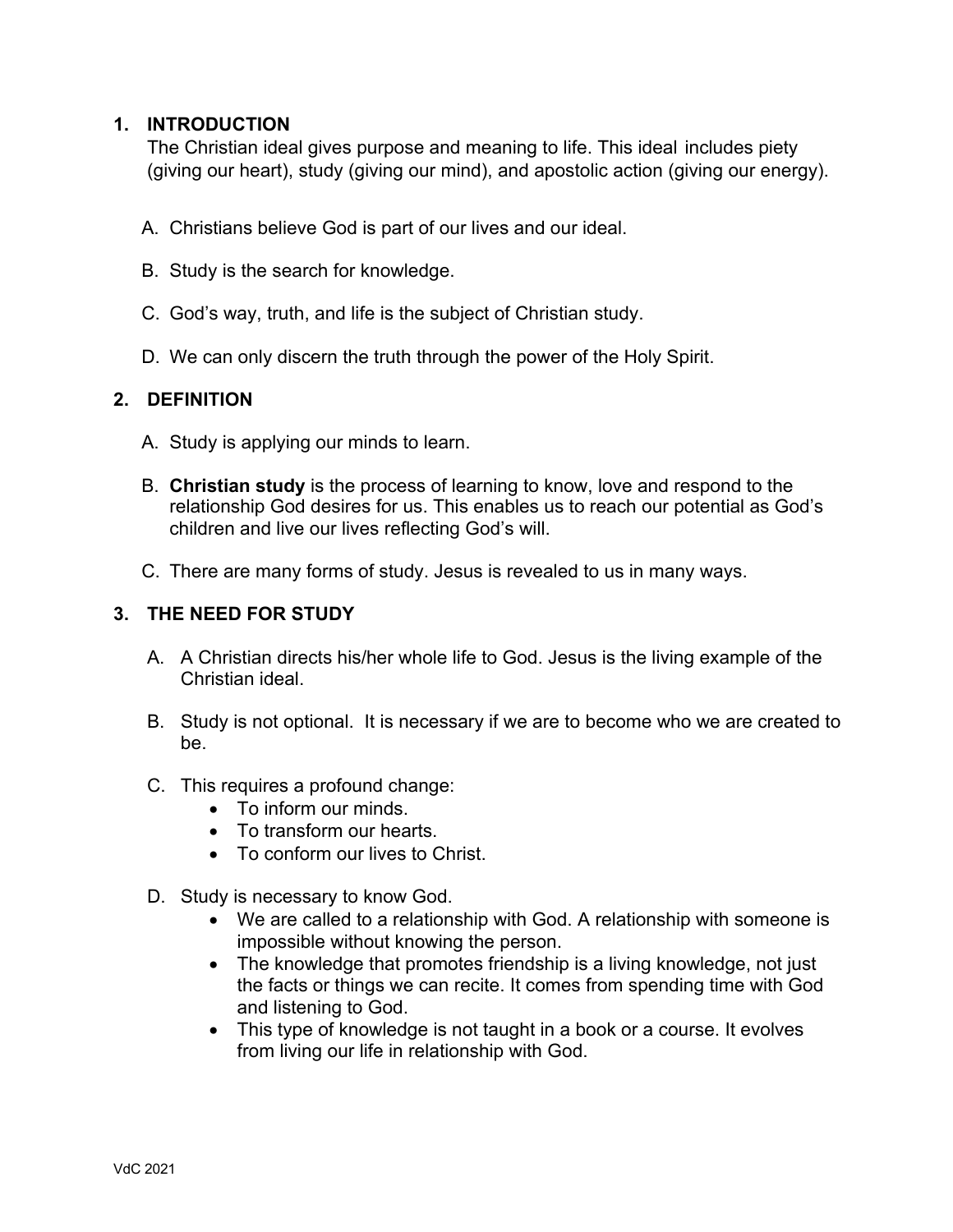## 1. INTRODUCTION

The Christian ideal gives purpose and meaning to life. This ideal includes piety (giving our heart), study (giving our mind), and apostolic action (giving our energy).

A. Christians believe God is part of our lives and our ideal.

B. Study is the search for knowledge.

C. God's way, truth, and life is the subject of Christian study.

D. We can only discern the truth through the power of the Holy Spirit.

## 2. DEFINITION

A. Study is applying our minds to learn.

B. **Christian study** is the process of learning to know, love and respond to the relationship God desires for us. This enables us to reach our potential as God's children and live our lives reflecting God's will.

C. There are many forms of study. Jesus is revealed to us in many ways.

## 3. THE NEED FOR STUDY

A. A Christian directs his/her whole life to God. Jesus is the living example of the Christian ideal.

B. Study is not optional. It is necessary if we are to become who we are created to be.

C. This requires a profound change:
- To inform our minds.
- To transform our hearts.
- To conform our lives to Christ.

D. Study is necessary to know God.
- We are called to a relationship with God. A relationship with someone is impossible without knowing the person.
- The knowledge that promotes friendship is a living knowledge, not just the facts or things we can recite. It comes from spending time with God and listening to God.
- This type of knowledge is not taught in a book or a course. It evolves from living our life in relationship with God.

VdC 2021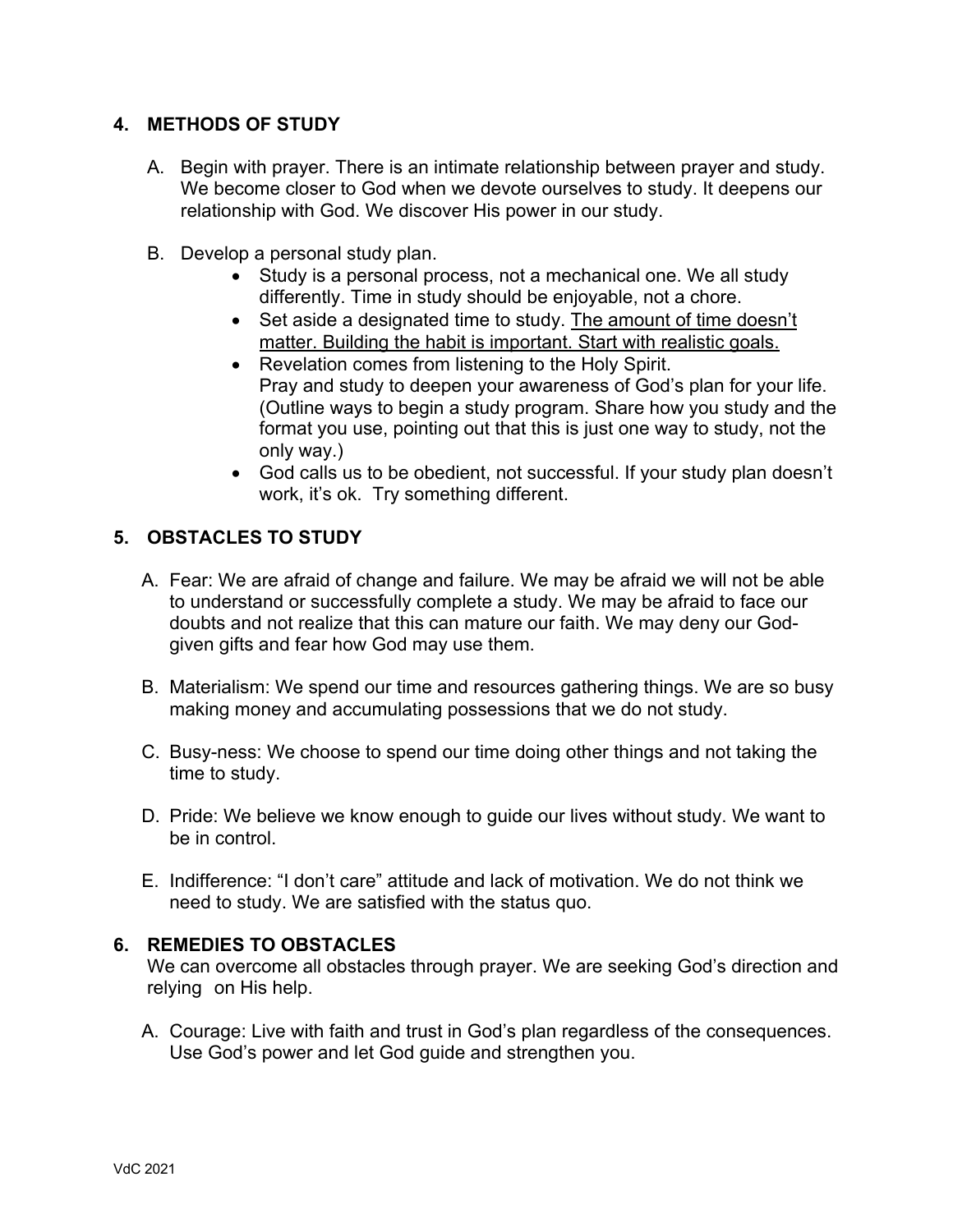## 4. METHODS OF STUDY

A. Begin with prayer. There is an intimate relationship between prayer and study. We become closer to God when we devote ourselves to study. It deepens our relationship with God. We discover His power in our study.

B. Develop a personal study plan.
   - Study is a personal process, not a mechanical one. We all study differently. Time in study should be enjoyable, not a chore.
   - Set aside a designated time to study. <u>The amount of time doesn't matter. Building the habit is important. Start with realistic goals.</u>
   - Revelation comes from listening to the Holy Spirit.
     Pray and study to deepen your awareness of God's plan for your life. (Outline ways to begin a study program. Share how you study and the format you use, pointing out that this is just one way to study, not the only way.)
   - God calls us to be obedient, not successful. If your study plan doesn't work, it's ok. Try something different.

## 5. OBSTACLES TO STUDY

A. Fear: We are afraid of change and failure. We may be afraid we will not be able to understand or successfully complete a study. We may be afraid to face our doubts and not realize that this can mature our faith. We may deny our God-given gifts and fear how God may use them.

B. Materialism: We spend our time and resources gathering things. We are so busy making money and accumulating possessions that we do not study.

C. Busy-ness: We choose to spend our time doing other things and not taking the time to study.

D. Pride: We believe we know enough to guide our lives without study. We want to be in control.

E. Indifference: "I don't care" attitude and lack of motivation. We do not think we need to study. We are satisfied with the status quo.

## 6. REMEDIES TO OBSTACLES

We can overcome all obstacles through prayer. We are seeking God's direction and relying on His help.

A. Courage: Live with faith and trust in God's plan regardless of the consequences. Use God's power and let God guide and strengthen you.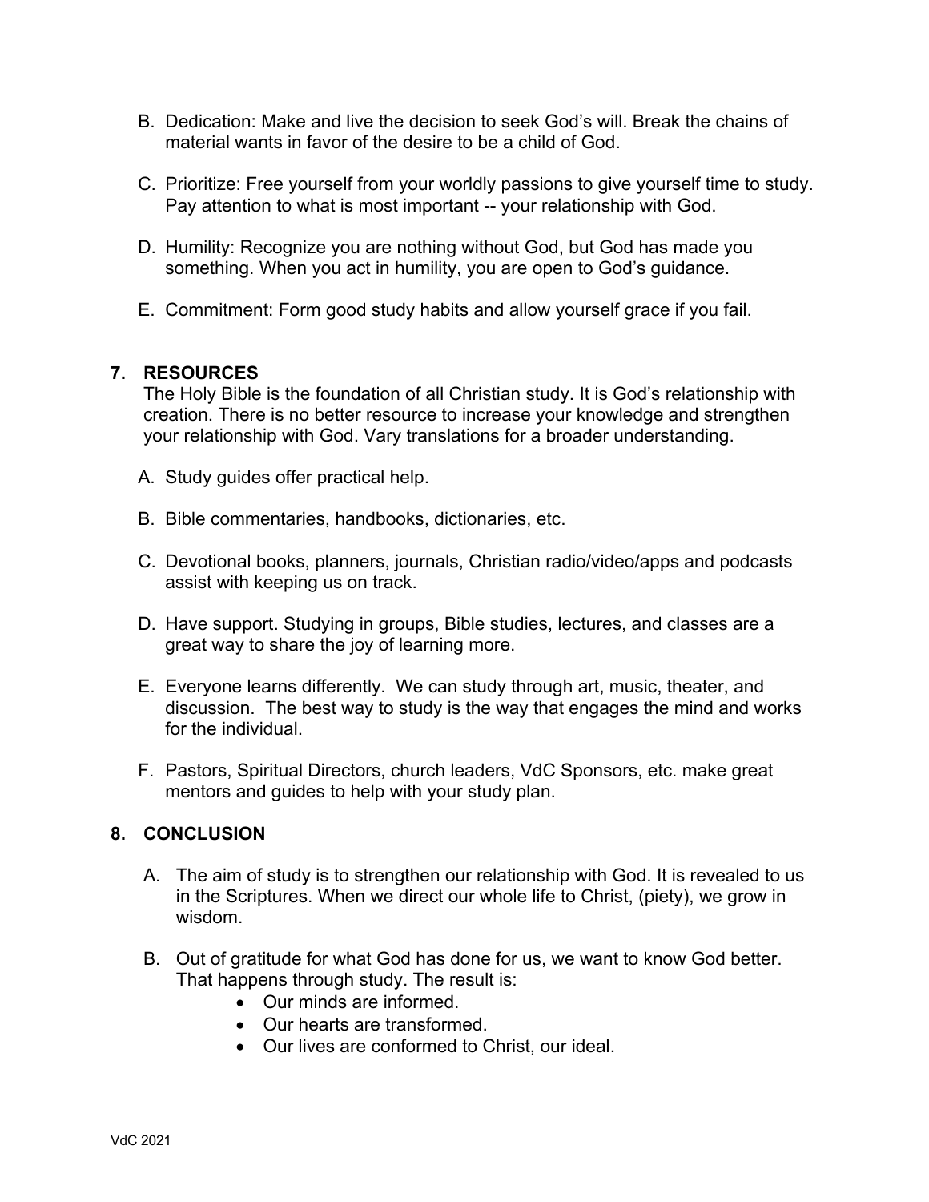B. Dedication: Make and live the decision to seek God's will. Break the chains of material wants in favor of the desire to be a child of God.

C. Prioritize: Free yourself from your worldly passions to give yourself time to study. Pay attention to what is most important -- your relationship with God.

D. Humility: Recognize you are nothing without God, but God has made you something. When you act in humility, you are open to God's guidance.

E. Commitment: Form good study habits and allow yourself grace if you fail.

## 7. RESOURCES

The Holy Bible is the foundation of all Christian study. It is God's relationship with creation. There is no better resource to increase your knowledge and strengthen your relationship with God. Vary translations for a broader understanding.

A. Study guides offer practical help.

B. Bible commentaries, handbooks, dictionaries, etc.

C. Devotional books, planners, journals, Christian radio/video/apps and podcasts assist with keeping us on track.

D. Have support. Studying in groups, Bible studies, lectures, and classes are a great way to share the joy of learning more.

E. Everyone learns differently. We can study through art, music, theater, and discussion. The best way to study is the way that engages the mind and works for the individual.

F. Pastors, Spiritual Directors, church leaders, VdC Sponsors, etc. make great mentors and guides to help with your study plan.

## 8. CONCLUSION

A. The aim of study is to strengthen our relationship with God. It is revealed to us in the Scriptures. When we direct our whole life to Christ, (piety), we grow in wisdom.

B. Out of gratitude for what God has done for us, we want to know God better. That happens through study. The result is:

- Our minds are informed.
- Our hearts are transformed.
- Our lives are conformed to Christ, our ideal.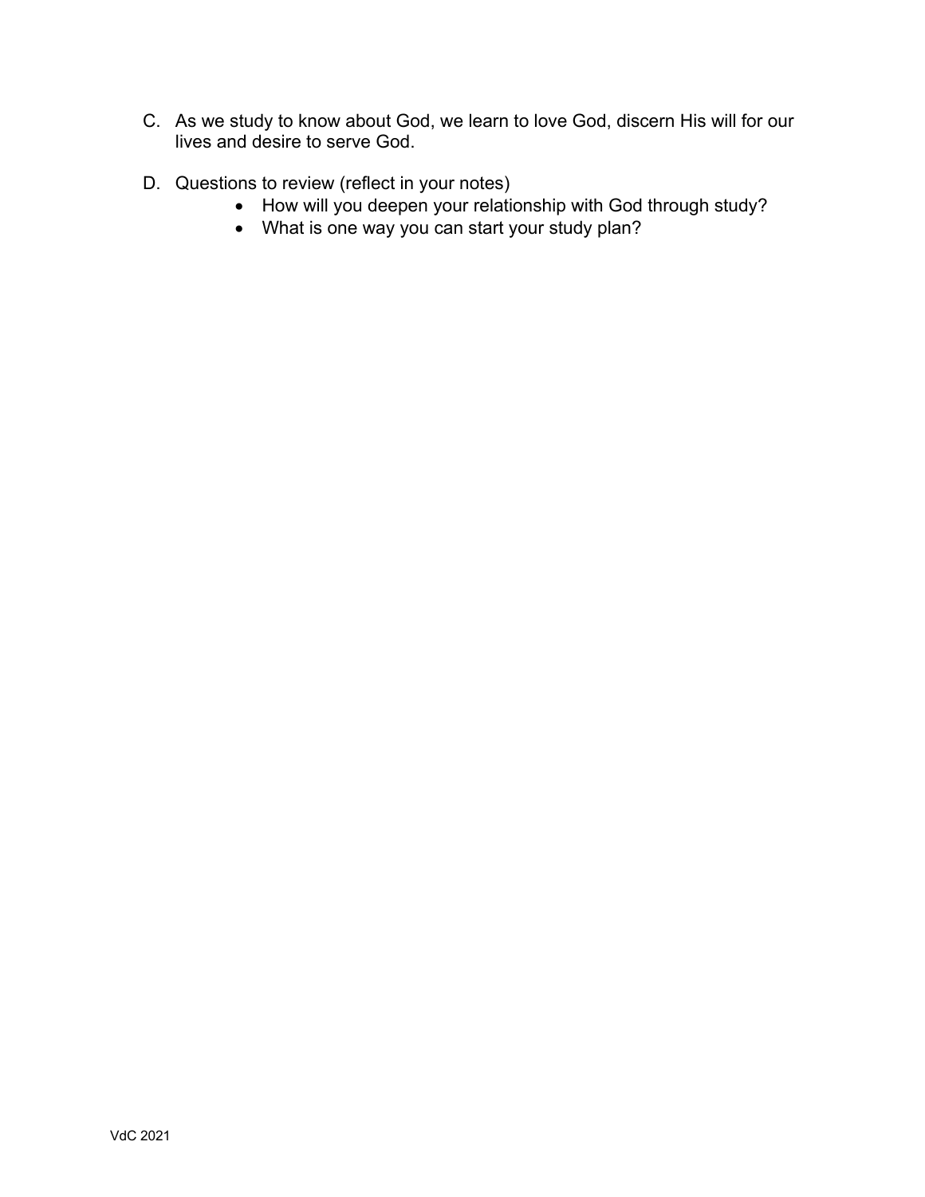C. As we study to know about God, we learn to love God, discern His will for our lives and desire to serve God.

D. Questions to review (reflect in your notes)
   - How will you deepen your relationship with God through study?
   - What is one way you can start your study plan?

VdC 2021